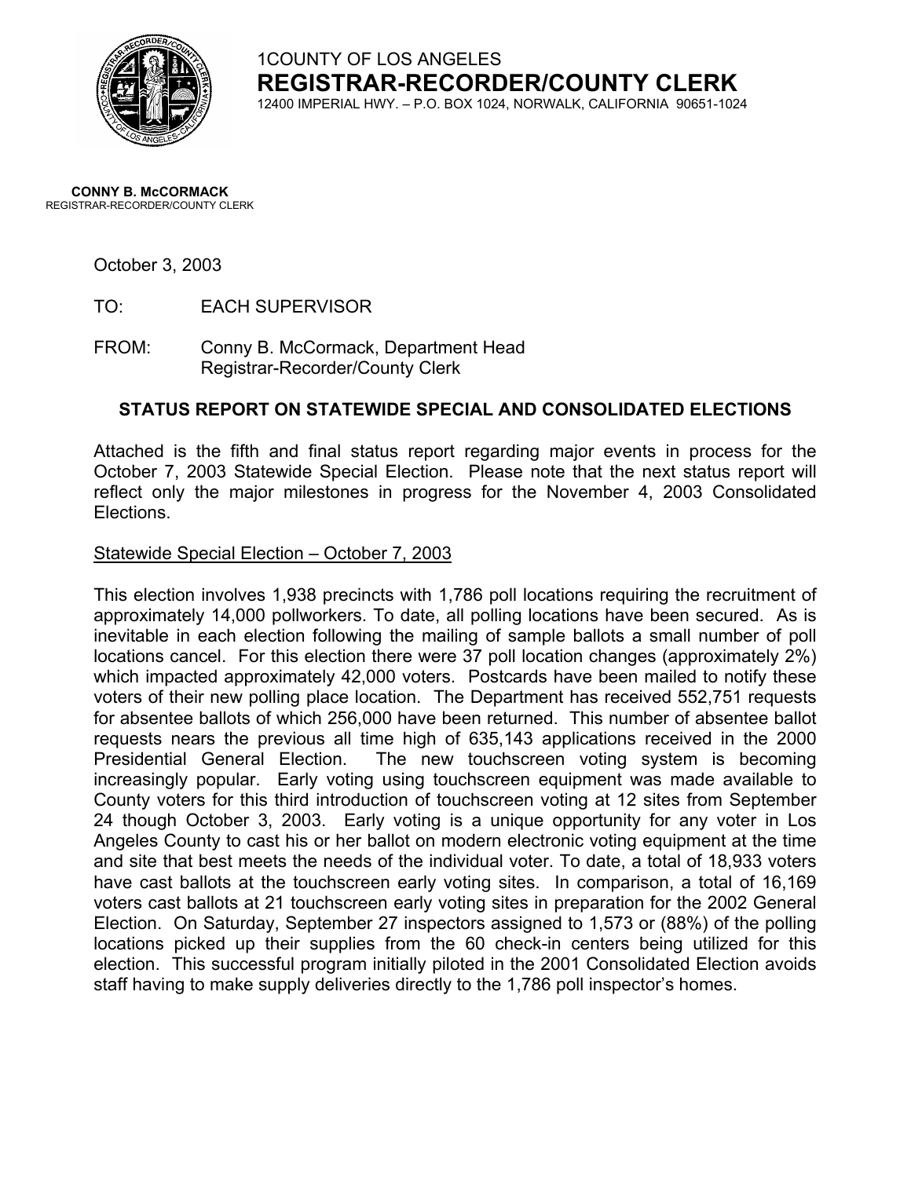1COUNTY OF LOS ANGELES

**REGISTRAR-RECORDER/COUNTY CLERK**

12400 IMPERIAL HWY. – P.O. BOX 1024, NORWALK, CALIFORNIA 90651-1024

**CONNY B. McCORMACK**
REGISTRAR-RECORDER/COUNTY CLERK

October 3, 2003

TO: EACH SUPERVISOR

FROM: Conny B. McCormack, Department Head
Registrar-Recorder/County Clerk

## STATUS REPORT ON STATEWIDE SPECIAL AND CONSOLIDATED ELECTIONS

Attached is the fifth and final status report regarding major events in process for the October 7, 2003 Statewide Special Election. Please note that the next status report will reflect only the major milestones in progress for the November 4, 2003 Consolidated Elections.

Statewide Special Election – October 7, 2003

This election involves 1,938 precincts with 1,786 poll locations requiring the recruitment of approximately 14,000 pollworkers. To date, all polling locations have been secured. As is inevitable in each election following the mailing of sample ballots a small number of poll locations cancel. For this election there were 37 poll location changes (approximately 2%) which impacted approximately 42,000 voters. Postcards have been mailed to notify these voters of their new polling place location. The Department has received 552,751 requests for absentee ballots of which 256,000 have been returned. This number of absentee ballot requests nears the previous all time high of 635,143 applications received in the 2000 Presidential General Election. The new touchscreen voting system is becoming increasingly popular. Early voting using touchscreen equipment was made available to County voters for this third introduction of touchscreen voting at 12 sites from September 24 though October 3, 2003. Early voting is a unique opportunity for any voter in Los Angeles County to cast his or her ballot on modern electronic voting equipment at the time and site that best meets the needs of the individual voter. To date, a total of 18,933 voters have cast ballots at the touchscreen early voting sites. In comparison, a total of 16,169 voters cast ballots at 21 touchscreen early voting sites in preparation for the 2002 General Election. On Saturday, September 27 inspectors assigned to 1,573 or (88%) of the polling locations picked up their supplies from the 60 check-in centers being utilized for this election. This successful program initially piloted in the 2001 Consolidated Election avoids staff having to make supply deliveries directly to the 1,786 poll inspector's homes.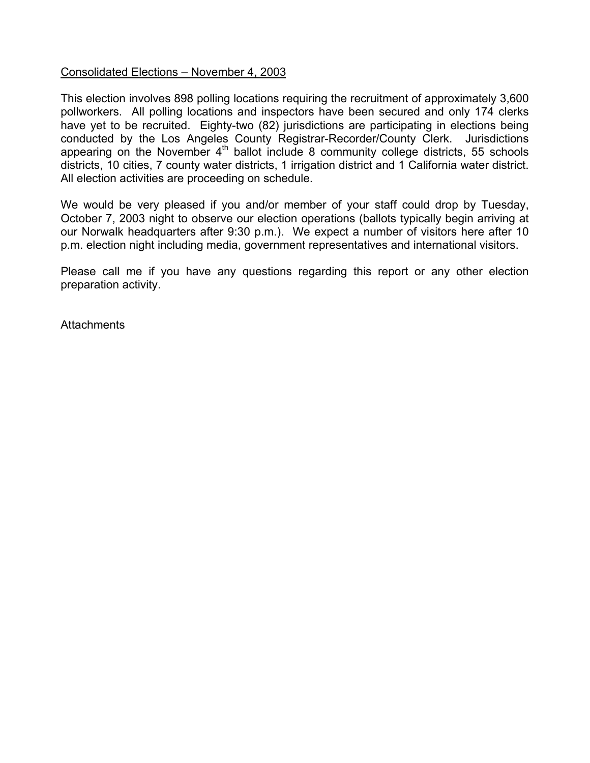<u>Consolidated Elections – November 4, 2003</u>

This election involves 898 polling locations requiring the recruitment of approximately 3,600 pollworkers. All polling locations and inspectors have been secured and only 174 clerks have yet to be recruited. Eighty-two (82) jurisdictions are participating in elections being conducted by the Los Angeles County Registrar-Recorder/County Clerk. Jurisdictions appearing on the November 4th ballot include 8 community college districts, 55 schools districts, 10 cities, 7 county water districts, 1 irrigation district and 1 California water district. All election activities are proceeding on schedule.

We would be very pleased if you and/or member of your staff could drop by Tuesday, October 7, 2003 night to observe our election operations (ballots typically begin arriving at our Norwalk headquarters after 9:30 p.m.). We expect a number of visitors here after 10 p.m. election night including media, government representatives and international visitors.

Please call me if you have any questions regarding this report or any other election preparation activity.

Attachments